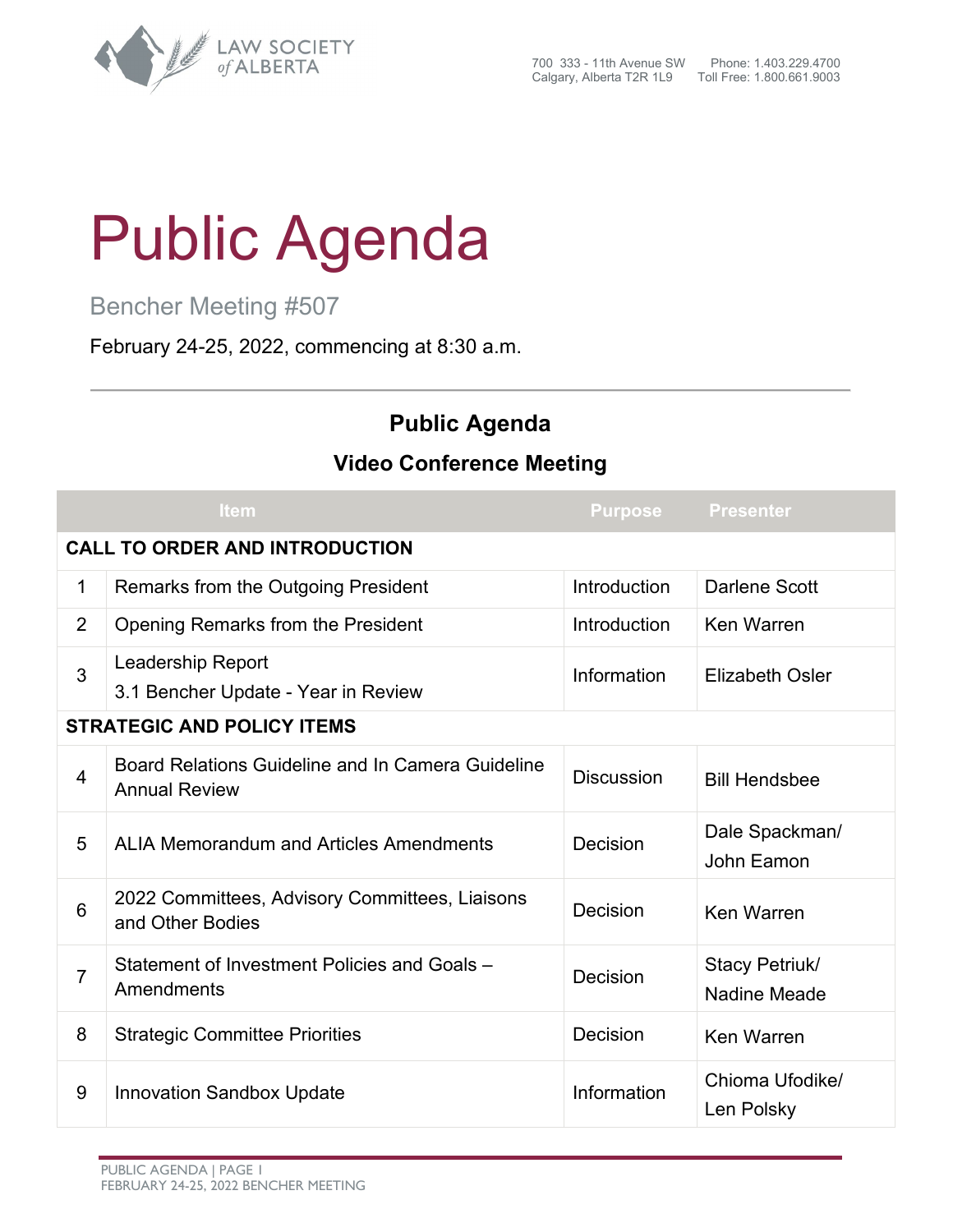LAW SOCIETY of ALBERTA

700 333 - 11th Avenue SW
Calgary, Alberta T2R 1L9

Phone: 1.403.229.4700
Toll Free: 1.800.661.9003

# Public Agenda

## Bencher Meeting #507

February 24-25, 2022, commencing at 8:30 a.m.

---

### Public Agenda

### Video Conference Meeting

| | Item | Purpose | Presenter |
|---|---|---|---|
| **CALL TO ORDER AND INTRODUCTION** | | | |
| 1 | Remarks from the Outgoing President | Introduction | Darlene Scott |
| 2 | Opening Remarks from the President | Introduction | Ken Warren |
| 3 | Leadership Report<br>3.1 Bencher Update - Year in Review | Information | Elizabeth Osler |
| **STRATEGIC AND POLICY ITEMS** | | | |
| 4 | Board Relations Guideline and In Camera Guideline Annual Review | Discussion | Bill Hendsbee |
| 5 | ALIA Memorandum and Articles Amendments | Decision | Dale Spackman/ John Eamon |
| 6 | 2022 Committees, Advisory Committees, Liaisons and Other Bodies | Decision | Ken Warren |
| 7 | Statement of Investment Policies and Goals – Amendments | Decision | Stacy Petriuk/ Nadine Meade |
| 8 | Strategic Committee Priorities | Decision | Ken Warren |
| 9 | Innovation Sandbox Update | Information | Chioma Ufodike/ Len Polsky |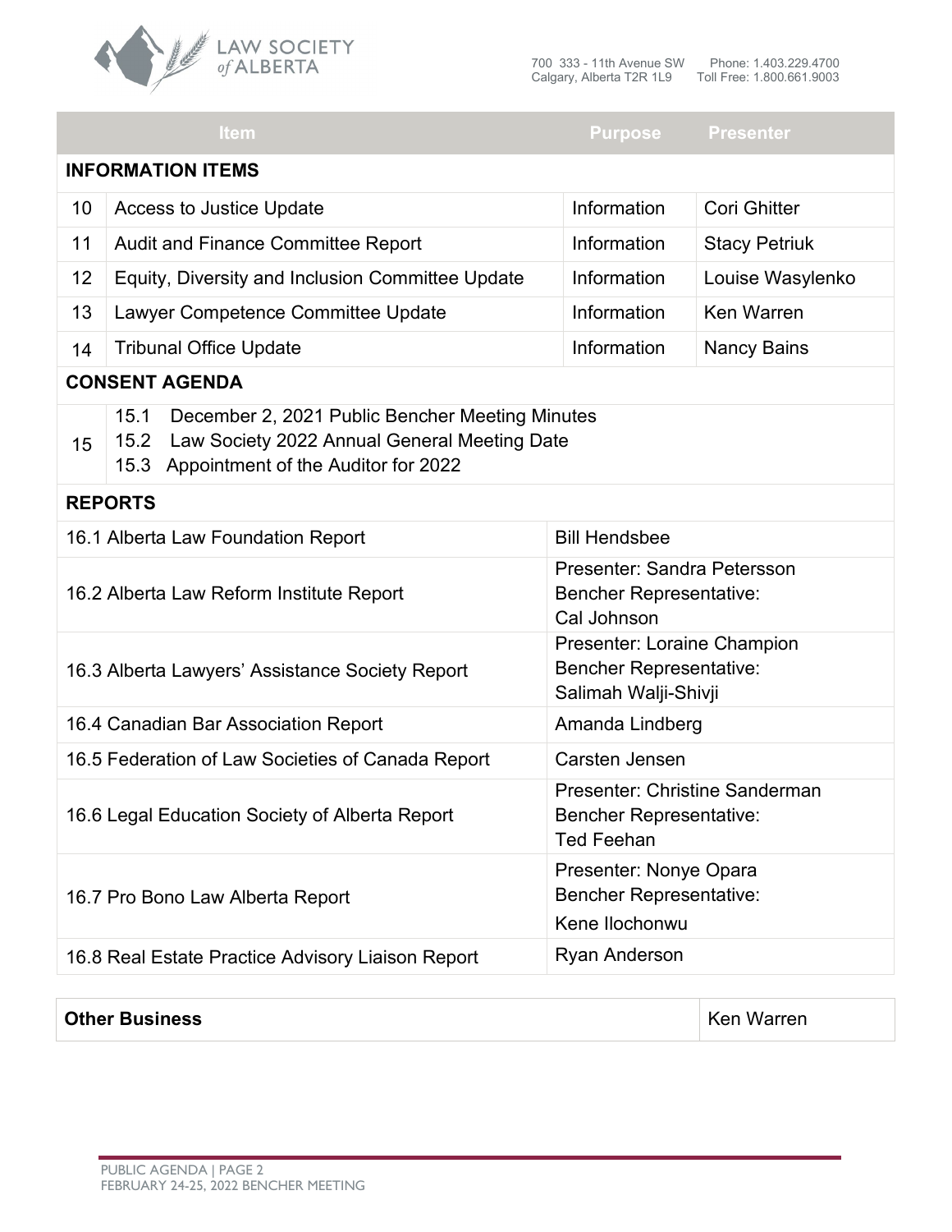Law Society of Alberta

700 333 - 11th Avenue SW
Calgary, Alberta T2R 1L9

Phone: 1.403.229.4700
Toll Free: 1.800.661.9003

| | Item | Purpose | Presenter |
|---|---|---|---|
| **INFORMATION ITEMS** | | | |
| 10 | Access to Justice Update | Information | Cori Ghitter |
| 11 | Audit and Finance Committee Report | Information | Stacy Petriuk |
| 12 | Equity, Diversity and Inclusion Committee Update | Information | Louise Wasylenko |
| 13 | Lawyer Competence Committee Update | Information | Ken Warren |
| 14 | Tribunal Office Update | Information | Nancy Bains |
| **CONSENT AGENDA** | | | |
| 15 | 15.1 December 2, 2021 Public Bencher Meeting Minutes<br>15.2 Law Society 2022 Annual General Meeting Date<br>15.3 Appointment of the Auditor for 2022 | | |

| **REPORTS** | |
|---|---|
| 16.1 Alberta Law Foundation Report | Bill Hendsbee |
| 16.2 Alberta Law Reform Institute Report | Presenter: Sandra Petersson<br>Bencher Representative:<br>Cal Johnson |
| 16.3 Alberta Lawyers' Assistance Society Report | Presenter: Loraine Champion<br>Bencher Representative:<br>Salimah Walji-Shivji |
| 16.4 Canadian Bar Association Report | Amanda Lindberg |
| 16.5 Federation of Law Societies of Canada Report | Carsten Jensen |
| 16.6 Legal Education Society of Alberta Report | Presenter: Christine Sanderman<br>Bencher Representative:<br>Ted Feehan |
| 16.7 Pro Bono Law Alberta Report | Presenter: Nonye Opara<br>Bencher Representative:<br>Kene Ilochonwu |
| 16.8 Real Estate Practice Advisory Liaison Report | Ryan Anderson |

| | |
|---|---|
| **Other Business** | Ken Warren |